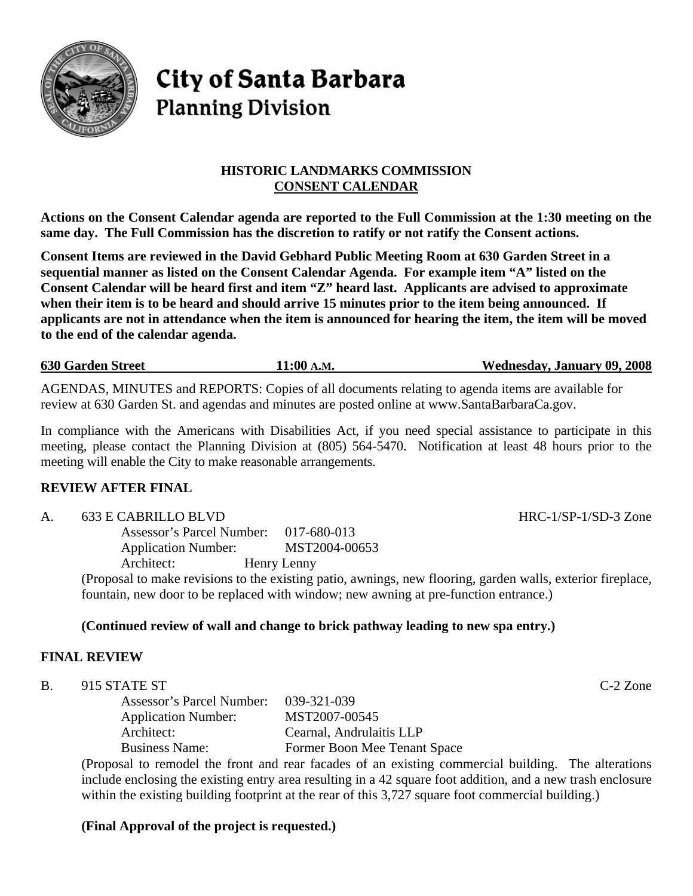# City of Santa Barbara
## Planning Division

**HISTORIC LANDMARKS COMMISSION**
**CONSENT CALENDAR**

**Actions on the Consent Calendar agenda are reported to the Full Commission at the 1:30 meeting on the same day. The Full Commission has the discretion to ratify or not ratify the Consent actions.**

**Consent Items are reviewed in the David Gebhard Public Meeting Room at 630 Garden Street in a sequential manner as listed on the Consent Calendar Agenda. For example item "A" listed on the Consent Calendar will be heard first and item "Z" heard last. Applicants are advised to approximate when their item is to be heard and should arrive 15 minutes prior to the item being announced. If applicants are not in attendance when the item is announced for hearing the item, the item will be moved to the end of the calendar agenda.**

**630 Garden Street — 11:00 A.M. — Wednesday, January 09, 2008**

AGENDAS, MINUTES and REPORTS: Copies of all documents relating to agenda items are available for review at 630 Garden St. and agendas and minutes are posted online at www.SantaBarbaraCa.gov.

In compliance with the Americans with Disabilities Act, if you need special assistance to participate in this meeting, please contact the Planning Division at (805) 564-5470. Notification at least 48 hours prior to the meeting will enable the City to make reasonable arrangements.

## REVIEW AFTER FINAL

A. 633 E CABRILLO BLVD — HRC-1/SP-1/SD-3 Zone

Assessor's Parcel Number: 017-680-013
Application Number: MST2004-00653
Architect: Henry Lenny

(Proposal to make revisions to the existing patio, awnings, new flooring, garden walls, exterior fireplace, fountain, new door to be replaced with window; new awning at pre-function entrance.)

**(Continued review of wall and change to brick pathway leading to new spa entry.)**

## FINAL REVIEW

B. 915 STATE ST — C-2 Zone

Assessor's Parcel Number: 039-321-039
Application Number: MST2007-00545
Architect: Cearnal, Andrulaitis LLP
Business Name: Former Boon Mee Tenant Space

(Proposal to remodel the front and rear facades of an existing commercial building. The alterations include enclosing the existing entry area resulting in a 42 square foot addition, and a new trash enclosure within the existing building footprint at the rear of this 3,727 square foot commercial building.)

**(Final Approval of the project is requested.)**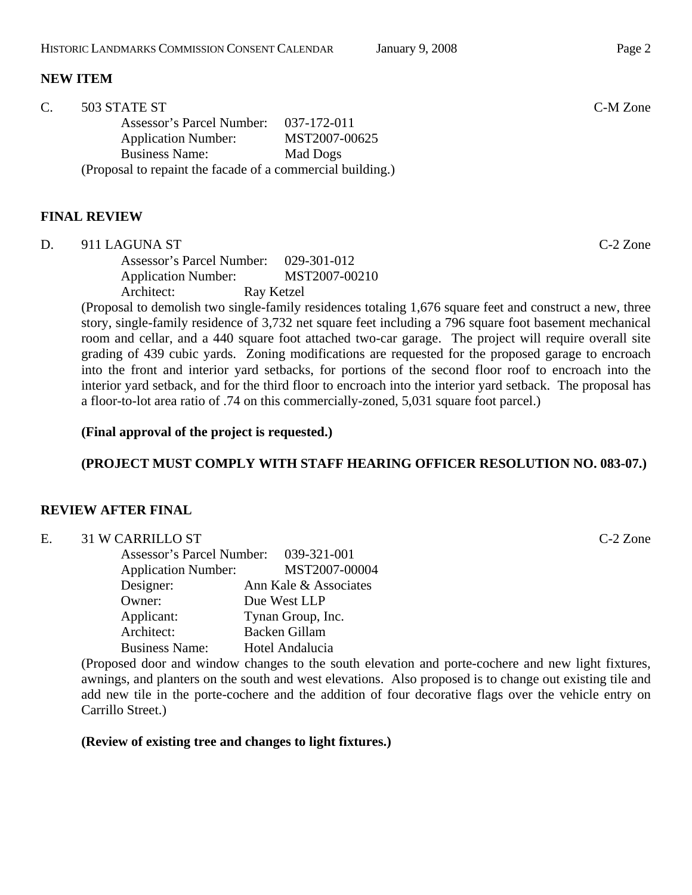## NEW ITEM

C. 503 STATE ST C-M Zone

Assessor's Parcel Number: 037-172-011
Application Number: MST2007-00625
Business Name: Mad Dogs

(Proposal to repaint the facade of a commercial building.)

## FINAL REVIEW

D. 911 LAGUNA ST C-2 Zone

Assessor's Parcel Number: 029-301-012
Application Number: MST2007-00210
Architect: Ray Ketzel

(Proposal to demolish two single-family residences totaling 1,676 square feet and construct a new, three story, single-family residence of 3,732 net square feet including a 796 square foot basement mechanical room and cellar, and a 440 square foot attached two-car garage. The project will require overall site grading of 439 cubic yards. Zoning modifications are requested for the proposed garage to encroach into the front and interior yard setbacks, for portions of the second floor roof to encroach into the interior yard setback, and for the third floor to encroach into the interior yard setback. The proposal has a floor-to-lot area ratio of .74 on this commercially-zoned, 5,031 square foot parcel.)

**(Final approval of the project is requested.)**

**(PROJECT MUST COMPLY WITH STAFF HEARING OFFICER RESOLUTION NO. 083-07.)**

## REVIEW AFTER FINAL

E. 31 W CARRILLO ST C-2 Zone

Assessor's Parcel Number: 039-321-001
Application Number: MST2007-00004
Designer: Ann Kale & Associates
Owner: Due West LLP
Applicant: Tynan Group, Inc.
Architect: Backen Gillam
Business Name: Hotel Andalucia

(Proposed door and window changes to the south elevation and porte-cochere and new light fixtures, awnings, and planters on the south and west elevations. Also proposed is to change out existing tile and add new tile in the porte-cochere and the addition of four decorative flags over the vehicle entry on Carrillo Street.)

**(Review of existing tree and changes to light fixtures.)**